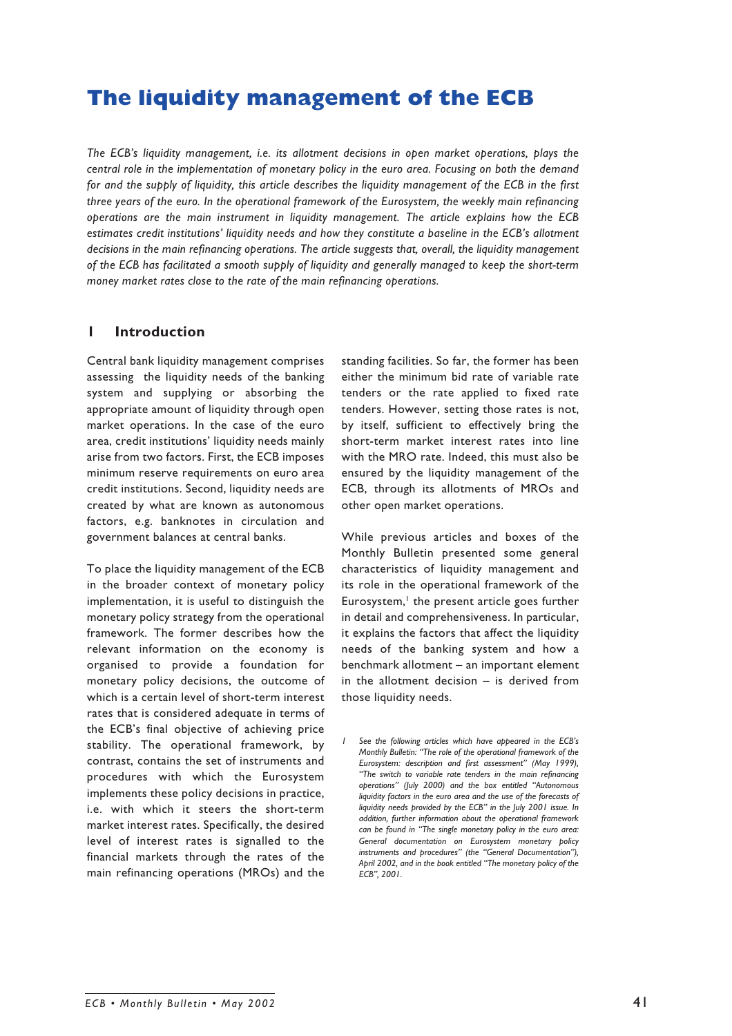# The liquidity management of the ECB

*The ECB's liquidity management, i.e. its allotment decisions in open market operations, plays the central role in the implementation of monetary policy in the euro area. Focusing on both the demand for and the supply of liquidity, this article describes the liquidity management of the ECB in the first three years of the euro. In the operational framework of the Eurosystem, the weekly main refinancing operations are the main instrument in liquidity management. The article explains how the ECB estimates credit institutions' liquidity needs and how they constitute a baseline in the ECB's allotment decisions in the main refinancing operations. The article suggests that, overall, the liquidity management of the ECB has facilitated a smooth supply of liquidity and generally managed to keep the short-term money market rates close to the rate of the main refinancing operations.*

## 1 Introduction

Central bank liquidity management comprises assessing the liquidity needs of the banking system and supplying or absorbing the appropriate amount of liquidity through open market operations. In the case of the euro area, credit institutions' liquidity needs mainly arise from two factors. First, the ECB imposes minimum reserve requirements on euro area credit institutions. Second, liquidity needs are created by what are known as autonomous factors, e.g. banknotes in circulation and government balances at central banks.

To place the liquidity management of the ECB in the broader context of monetary policy implementation, it is useful to distinguish the monetary policy strategy from the operational framework. The former describes how the relevant information on the economy is organised to provide a foundation for monetary policy decisions, the outcome of which is a certain level of short-term interest rates that is considered adequate in terms of the ECB's final objective of achieving price stability. The operational framework, by contrast, contains the set of instruments and procedures with which the Eurosystem implements these policy decisions in practice, i.e. with which it steers the short-term market interest rates. Specifically, the desired level of interest rates is signalled to the financial markets through the rates of the main refinancing operations (MROs) and the standing facilities. So far, the former has been either the minimum bid rate of variable rate tenders or the rate applied to fixed rate tenders. However, setting those rates is not, by itself, sufficient to effectively bring the short-term market interest rates into line with the MRO rate. Indeed, this must also be ensured by the liquidity management of the ECB, through its allotments of MROs and other open market operations.

While previous articles and boxes of the Monthly Bulletin presented some general characteristics of liquidity management and its role in the operational framework of the Eurosystem,[1] the present article goes further in detail and comprehensiveness. In particular, it explains the factors that affect the liquidity needs of the banking system and how a benchmark allotment – an important element in the allotment decision – is derived from those liquidity needs.

1 *See the following articles which have appeared in the ECB's Monthly Bulletin: "The role of the operational framework of the Eurosystem: description and first assessment" (May 1999), "The switch to variable rate tenders in the main refinancing operations" (July 2000) and the box entitled "Autonomous liquidity factors in the euro area and the use of the forecasts of liquidity needs provided by the ECB" in the July 2001 issue. In addition, further information about the operational framework can be found in "The single monetary policy in the euro area: General documentation on Eurosystem monetary policy instruments and procedures" (the "General Documentation"), April 2002, and in the book entitled "The monetary policy of the ECB", 2001.*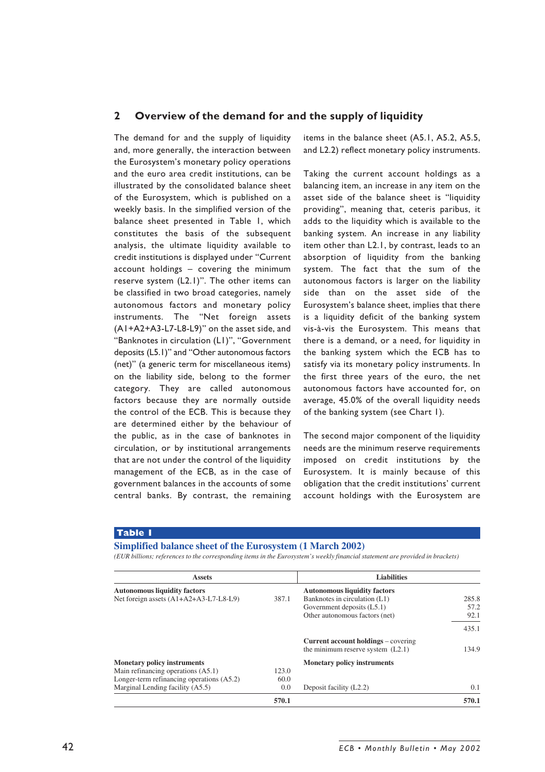## 2 Overview of the demand for and the supply of liquidity

The demand for and the supply of liquidity and, more generally, the interaction between the Eurosystem's monetary policy operations and the euro area credit institutions, can be illustrated by the consolidated balance sheet of the Eurosystem, which is published on a weekly basis. In the simplified version of the balance sheet presented in Table 1, which constitutes the basis of the subsequent analysis, the ultimate liquidity available to credit institutions is displayed under "Current account holdings – covering the minimum reserve system (L2.1)". The other items can be classified in two broad categories, namely autonomous factors and monetary policy instruments. The "Net foreign assets (A1+A2+A3-L7-L8-L9)" on the asset side, and "Banknotes in circulation (L1)", "Government deposits (L5.1)" and "Other autonomous factors (net)" (a generic term for miscellaneous items) on the liability side, belong to the former category. They are called autonomous factors because they are normally outside the control of the ECB. This is because they are determined either by the behaviour of the public, as in the case of banknotes in circulation, or by institutional arrangements that are not under the control of the liquidity management of the ECB, as in the case of government balances in the accounts of some central banks. By contrast, the remaining items in the balance sheet (A5.1, A5.2, A5.5, and L2.2) reflect monetary policy instruments.

Taking the current account holdings as a balancing item, an increase in any item on the asset side of the balance sheet is "liquidity providing", meaning that, ceteris paribus, it adds to the liquidity which is available to the banking system. An increase in any liability item other than L2.1, by contrast, leads to an absorption of liquidity from the banking system. The fact that the sum of the autonomous factors is larger on the liability side than on the asset side of the Eurosystem's balance sheet, implies that there is a liquidity deficit of the banking system vis-à-vis the Eurosystem. This means that there is a demand, or a need, for liquidity in the banking system which the ECB has to satisfy via its monetary policy instruments. In the first three years of the euro, the net autonomous factors have accounted for, on average, 45.0% of the overall liquidity needs of the banking system (see Chart 1).

The second major component of the liquidity needs are the minimum reserve requirements imposed on credit institutions by the Eurosystem. It is mainly because of this obligation that the credit institutions' current account holdings with the Eurosystem are

**Table 1**

**Simplified balance sheet of the Eurosystem (1 March 2002)**

*(EUR billions; references to the corresponding items in the Eurosystem's weekly financial statement are provided in brackets)*

| Assets | | Liabilities | |
|---|---|---|---|
| **Autonomous liquidity factors** | | **Autonomous liquidity factors** | |
| Net foreign assets (A1+A2+A3-L7-L8-L9) | 387.1 | Banknotes in circulation (L1) | 285.8 |
| | | Government deposits (L5.1) | 57.2 |
| | | Other autonomous factors (net) | 92.1 |
| | | | 435.1 |
| | | **Current account holdings** – covering the minimum reserve system (L2.1) | 134.9 |
| **Monetary policy instruments** | | **Monetary policy instruments** | |
| Main refinancing operations (A5.1) | 123.0 | | |
| Longer-term refinancing operations (A5.2) | 60.0 | | |
| Marginal Lending facility (A5.5) | 0.0 | Deposit facility (L2.2) | 0.1 |
| | **570.1** | | **570.1** |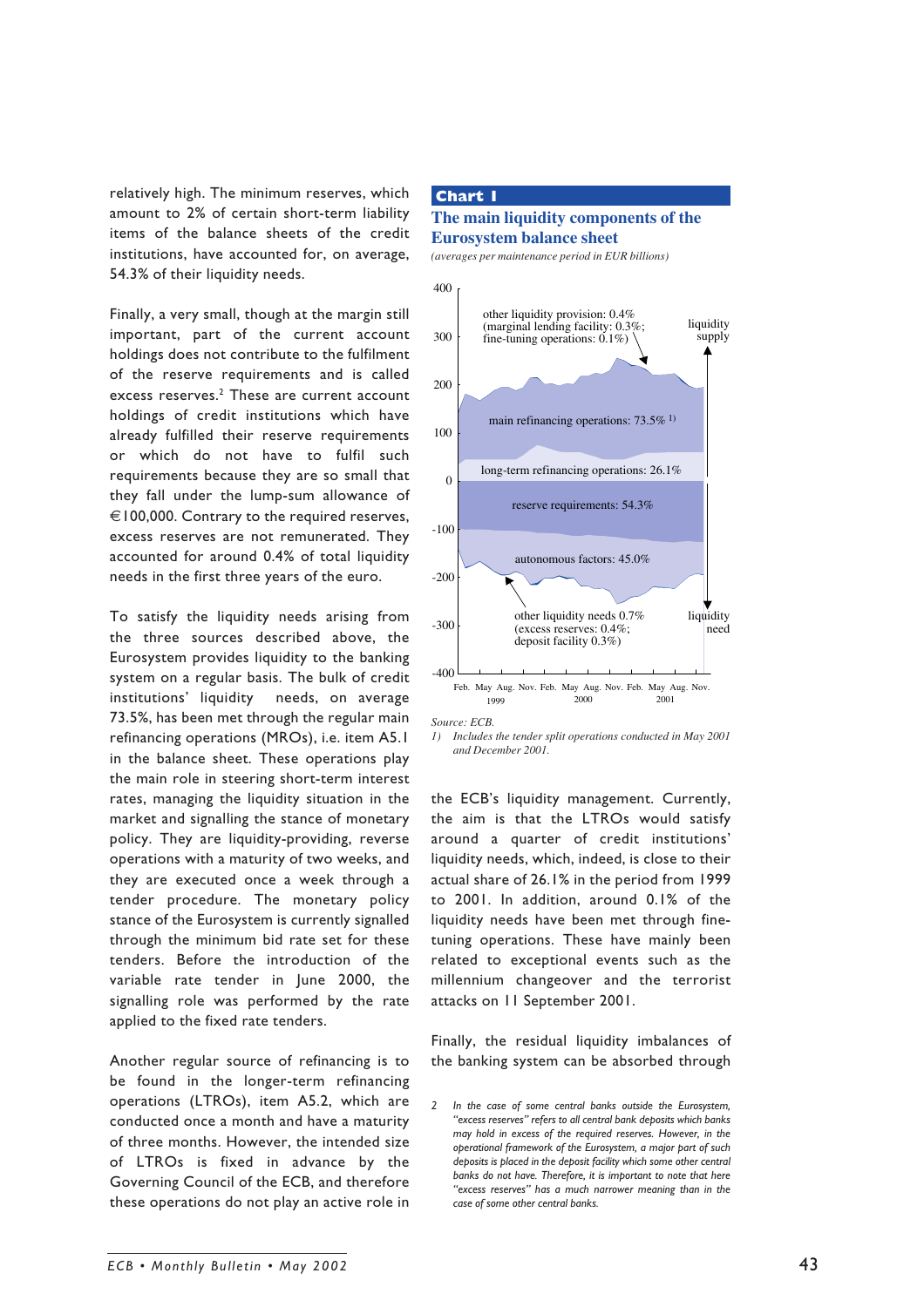relatively high. The minimum reserves, which amount to 2% of certain short-term liability items of the balance sheets of the credit institutions, have accounted for, on average, 54.3% of their liquidity needs.

Finally, a very small, though at the margin still important, part of the current account holdings does not contribute to the fulfilment of the reserve requirements and is called excess reserves.[2] These are current account holdings of credit institutions which have already fulfilled their reserve requirements or which do not have to fulfil such requirements because they are so small that they fall under the lump-sum allowance of €100,000. Contrary to the required reserves, excess reserves are not remunerated. They accounted for around 0.4% of total liquidity needs in the first three years of the euro.

To satisfy the liquidity needs arising from the three sources described above, the Eurosystem provides liquidity to the banking system on a regular basis. The bulk of credit institutions' liquidity needs, on average 73.5%, has been met through the regular main refinancing operations (MROs), i.e. item A5.1 in the balance sheet. These operations play the main role in steering short-term interest rates, managing the liquidity situation in the market and signalling the stance of monetary policy. They are liquidity-providing, reverse operations with a maturity of two weeks, and they are executed once a week through a tender procedure. The monetary policy stance of the Eurosystem is currently signalled through the minimum bid rate set for these tenders. Before the introduction of the variable rate tender in June 2000, the signalling role was performed by the rate applied to the fixed rate tenders.

Another regular source of refinancing is to be found in the longer-term refinancing operations (LTROs), item A5.2, which are conducted once a month and have a maturity of three months. However, the intended size of LTROs is fixed in advance by the Governing Council of the ECB, and therefore these operations do not play an active role in the ECB's liquidity management. Currently, the aim is that the LTROs would satisfy around a quarter of credit institutions' liquidity needs, which, indeed, is close to their actual share of 26.1% in the period from 1999 to 2001. In addition, around 0.1% of the liquidity needs have been met through fine-tuning operations. These have mainly been related to exceptional events such as the millennium changeover and the terrorist attacks on 11 September 2001.

Finally, the residual liquidity imbalances of the banking system can be absorbed through

**Chart 1**

**The main liquidity components of the Eurosystem balance sheet**

*(averages per maintenance period in EUR billions)*

Chart labels (y-axis from -400 to 400; x-axis Feb. 1999 to Nov. 2001): liquidity supply; other liquidity provision: 0.4% (marginal lending facility: 0.3%; fine-tuning operations: 0.1%); main refinancing operations: 73.5% [1]; long-term refinancing operations: 26.1%; reserve requirements: 54.3%; autonomous factors: 45.0%; other liquidity needs 0.7% (excess reserves: 0.4%; deposit facility 0.3%); liquidity need.

Source: ECB.

1) Includes the tender split operations conducted in May 2001 and December 2001.

---

2 In the case of some central banks outside the Eurosystem, "excess reserves" refers to all central bank deposits which banks may hold in excess of the required reserves. However, in the operational framework of the Eurosystem, a major part of such deposits is placed in the deposit facility which some other central banks do not have. Therefore, it is important to note that here "excess reserves" has a much narrower meaning than in the case of some other central banks.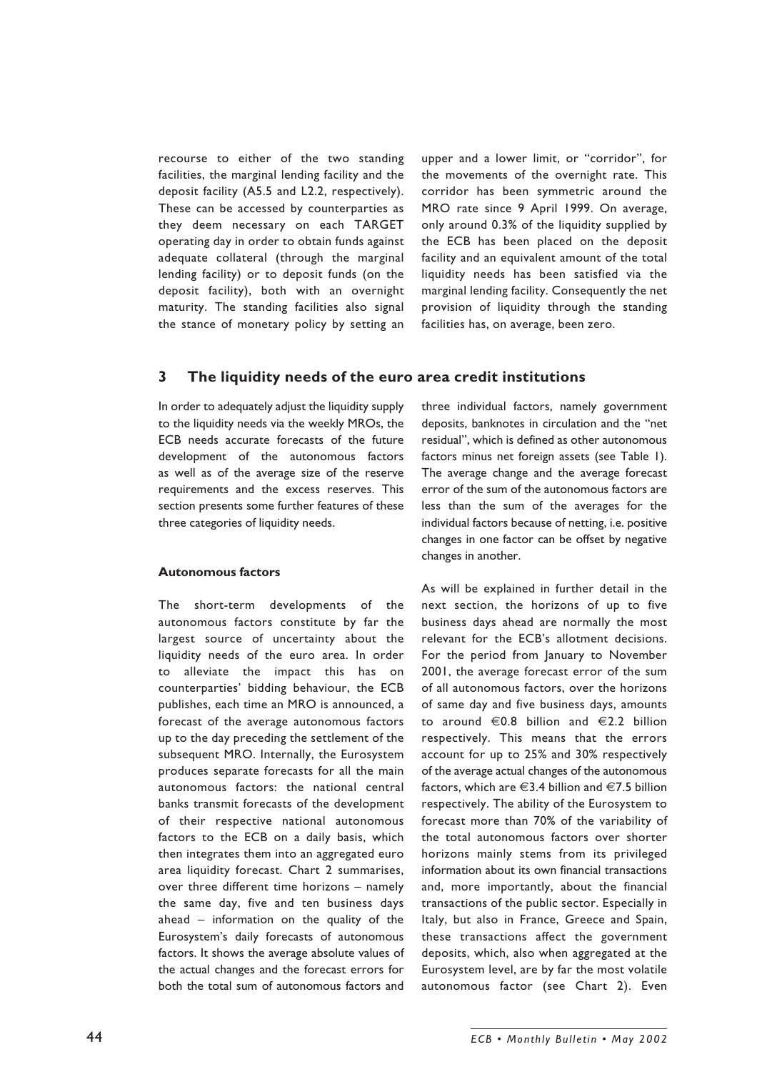recourse to either of the two standing facilities, the marginal lending facility and the deposit facility (A5.5 and L2.2, respectively). These can be accessed by counterparties as they deem necessary on each TARGET operating day in order to obtain funds against adequate collateral (through the marginal lending facility) or to deposit funds (on the deposit facility), both with an overnight maturity. The standing facilities also signal the stance of monetary policy by setting an upper and a lower limit, or "corridor", for the movements of the overnight rate. This corridor has been symmetric around the MRO rate since 9 April 1999. On average, only around 0.3% of the liquidity supplied by the ECB has been placed on the deposit facility and an equivalent amount of the total liquidity needs has been satisfied via the marginal lending facility. Consequently the net provision of liquidity through the standing facilities has, on average, been zero.

## 3 The liquidity needs of the euro area credit institutions

In order to adequately adjust the liquidity supply to the liquidity needs via the weekly MROs, the ECB needs accurate forecasts of the future development of the autonomous factors as well as of the average size of the reserve requirements and the excess reserves. This section presents some further features of these three categories of liquidity needs.

### Autonomous factors

The short-term developments of the autonomous factors constitute by far the largest source of uncertainty about the liquidity needs of the euro area. In order to alleviate the impact this has on counterparties' bidding behaviour, the ECB publishes, each time an MRO is announced, a forecast of the average autonomous factors up to the day preceding the settlement of the subsequent MRO. Internally, the Eurosystem produces separate forecasts for all the main autonomous factors: the national central banks transmit forecasts of the development of their respective national autonomous factors to the ECB on a daily basis, which then integrates them into an aggregated euro area liquidity forecast. Chart 2 summarises, over three different time horizons – namely the same day, five and ten business days ahead – information on the quality of the Eurosystem's daily forecasts of autonomous factors. It shows the average absolute values of the actual changes and the forecast errors for both the total sum of autonomous factors and three individual factors, namely government deposits, banknotes in circulation and the "net residual", which is defined as other autonomous factors minus net foreign assets (see Table 1). The average change and the average forecast error of the sum of the autonomous factors are less than the sum of the averages for the individual factors because of netting, i.e. positive changes in one factor can be offset by negative changes in another.

As will be explained in further detail in the next section, the horizons of up to five business days ahead are normally the most relevant for the ECB's allotment decisions. For the period from January to November 2001, the average forecast error of the sum of all autonomous factors, over the horizons of same day and five business days, amounts to around €0.8 billion and €2.2 billion respectively. This means that the errors account for up to 25% and 30% respectively of the average actual changes of the autonomous factors, which are €3.4 billion and €7.5 billion respectively. The ability of the Eurosystem to forecast more than 70% of the variability of the total autonomous factors over shorter horizons mainly stems from its privileged information about its own financial transactions and, more importantly, about the financial transactions of the public sector. Especially in Italy, but also in France, Greece and Spain, these transactions affect the government deposits, which, also when aggregated at the Eurosystem level, are by far the most volatile autonomous factor (see Chart 2). Even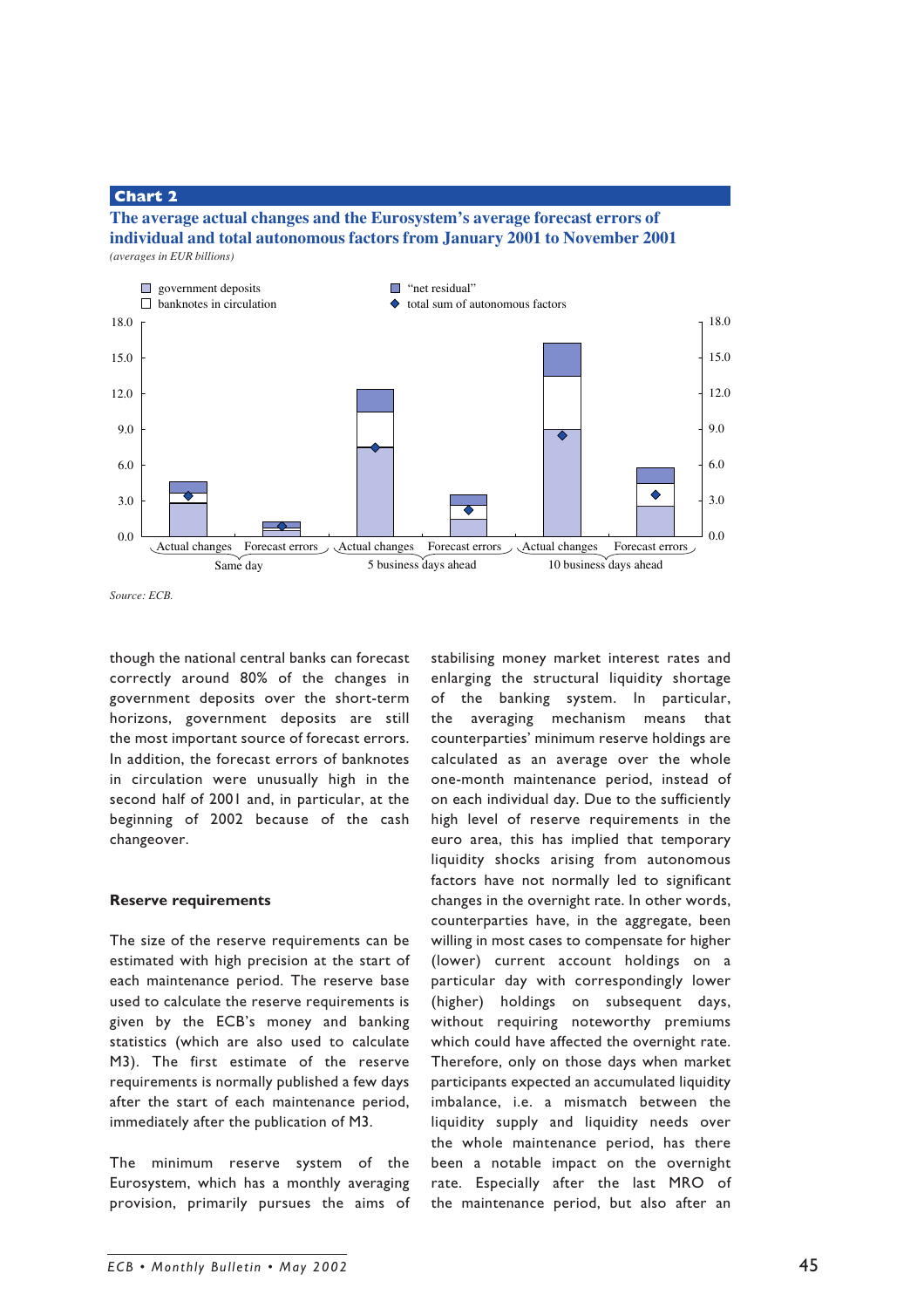**Chart 2**

**The average actual changes and the Eurosystem's average forecast errors of individual and total autonomous factors from January 2001 to November 2001**

*(averages in EUR billions)*

Source: ECB.

though the national central banks can forecast correctly around 80% of the changes in government deposits over the short-term horizons, government deposits are still the most important source of forecast errors. In addition, the forecast errors of banknotes in circulation were unusually high in the second half of 2001 and, in particular, at the beginning of 2002 because of the cash changeover.

**Reserve requirements**

The size of the reserve requirements can be estimated with high precision at the start of each maintenance period. The reserve base used to calculate the reserve requirements is given by the ECB's money and banking statistics (which are also used to calculate M3). The first estimate of the reserve requirements is normally published a few days after the start of each maintenance period, immediately after the publication of M3.

The minimum reserve system of the Eurosystem, which has a monthly averaging provision, primarily pursues the aims of stabilising money market interest rates and enlarging the structural liquidity shortage of the banking system. In particular, the averaging mechanism means that counterparties' minimum reserve holdings are calculated as an average over the whole one-month maintenance period, instead of on each individual day. Due to the sufficiently high level of reserve requirements in the euro area, this has implied that temporary liquidity shocks arising from autonomous factors have not normally led to significant changes in the overnight rate. In other words, counterparties have, in the aggregate, been willing in most cases to compensate for higher (lower) current account holdings on a particular day with correspondingly lower (higher) holdings on subsequent days, without requiring noteworthy premiums which could have affected the overnight rate. Therefore, only on those days when market participants expected an accumulated liquidity imbalance, i.e. a mismatch between the liquidity supply and liquidity needs over the whole maintenance period, has there been a notable impact on the overnight rate. Especially after the last MRO of the maintenance period, but also after an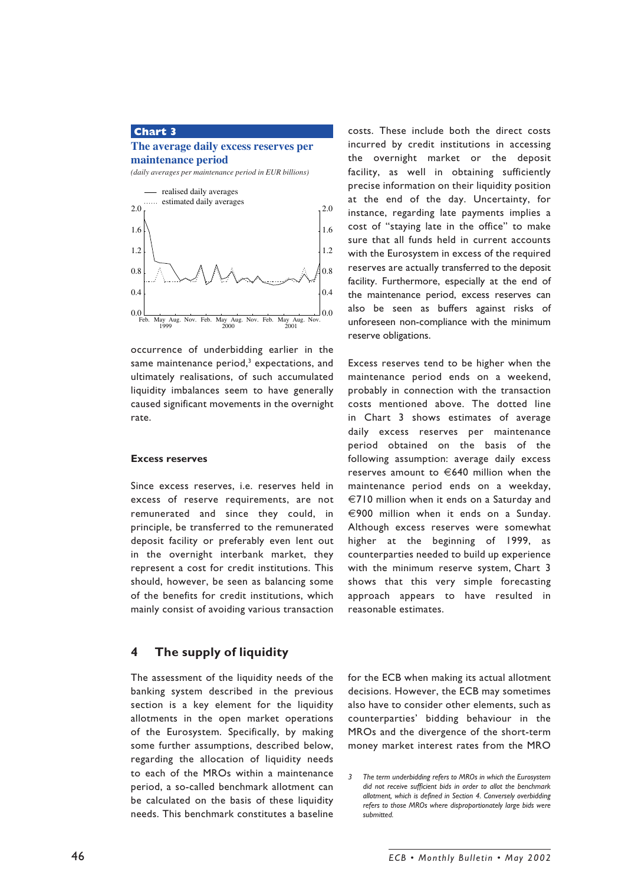**Chart 3**

**The average daily excess reserves per maintenance period**

*(daily averages per maintenance period in EUR billions)*

occurrence of underbidding earlier in the same maintenance period,[3] expectations, and ultimately realisations, of such accumulated liquidity imbalances seem to have generally caused significant movements in the overnight rate.

### Excess reserves

Since excess reserves, i.e. reserves held in excess of reserve requirements, are not remunerated and since they could, in principle, be transferred to the remunerated deposit facility or preferably even lent out in the overnight interbank market, they represent a cost for credit institutions. This should, however, be seen as balancing some of the benefits for credit institutions, which mainly consist of avoiding various transaction costs. These include both the direct costs incurred by credit institutions in accessing the overnight market or the deposit facility, as well in obtaining sufficiently precise information on their liquidity position at the end of the day. Uncertainty, for instance, regarding late payments implies a cost of "staying late in the office" to make sure that all funds held in current accounts with the Eurosystem in excess of the required reserves are actually transferred to the deposit facility. Furthermore, especially at the end of the maintenance period, excess reserves can also be seen as buffers against risks of unforeseen non-compliance with the minimum reserve obligations.

Excess reserves tend to be higher when the maintenance period ends on a weekend, probably in connection with the transaction costs mentioned above. The dotted line in Chart 3 shows estimates of average daily excess reserves per maintenance period obtained on the basis of the following assumption: average daily excess reserves amount to €640 million when the maintenance period ends on a weekday, €710 million when it ends on a Saturday and €900 million when it ends on a Sunday. Although excess reserves were somewhat higher at the beginning of 1999, as counterparties needed to build up experience with the minimum reserve system, Chart 3 shows that this very simple forecasting approach appears to have resulted in reasonable estimates.

## 4 The supply of liquidity

The assessment of the liquidity needs of the banking system described in the previous section is a key element for the liquidity allotments in the open market operations of the Eurosystem. Specifically, by making some further assumptions, described below, regarding the allocation of liquidity needs to each of the MROs within a maintenance period, a so-called benchmark allotment can be calculated on the basis of these liquidity needs. This benchmark constitutes a baseline for the ECB when making its actual allotment decisions. However, the ECB may sometimes also have to consider other elements, such as counterparties' bidding behaviour in the MROs and the divergence of the short-term money market interest rates from the MRO

*[3] The term underbidding refers to MROs in which the Eurosystem did not receive sufficient bids in order to allot the benchmark allotment, which is defined in Section 4. Conversely overbidding refers to those MROs where disproportionately large bids were submitted.*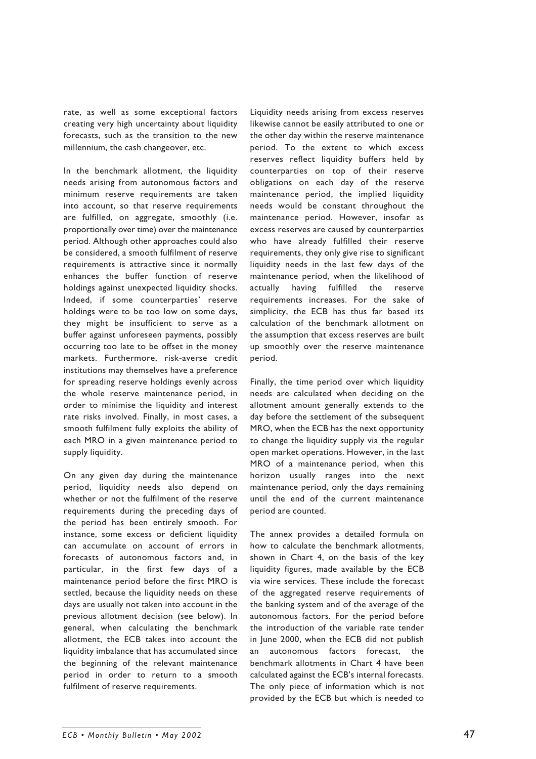rate, as well as some exceptional factors creating very high uncertainty about liquidity forecasts, such as the transition to the new millennium, the cash changeover, etc.

In the benchmark allotment, the liquidity needs arising from autonomous factors and minimum reserve requirements are taken into account, so that reserve requirements are fulfilled, on aggregate, smoothly (i.e. proportionally over time) over the maintenance period. Although other approaches could also be considered, a smooth fulfilment of reserve requirements is attractive since it normally enhances the buffer function of reserve holdings against unexpected liquidity shocks. Indeed, if some counterparties' reserve holdings were to be too low on some days, they might be insufficient to serve as a buffer against unforeseen payments, possibly occurring too late to be offset in the money markets. Furthermore, risk-averse credit institutions may themselves have a preference for spreading reserve holdings evenly across the whole reserve maintenance period, in order to minimise the liquidity and interest rate risks involved. Finally, in most cases, a smooth fulfilment fully exploits the ability of each MRO in a given maintenance period to supply liquidity.

On any given day during the maintenance period, liquidity needs also depend on whether or not the fulfilment of the reserve requirements during the preceding days of the period has been entirely smooth. For instance, some excess or deficient liquidity can accumulate on account of errors in forecasts of autonomous factors and, in particular, in the first few days of a maintenance period before the first MRO is settled, because the liquidity needs on these days are usually not taken into account in the previous allotment decision (see below). In general, when calculating the benchmark allotment, the ECB takes into account the liquidity imbalance that has accumulated since the beginning of the relevant maintenance period in order to return to a smooth fulfilment of reserve requirements.

Liquidity needs arising from excess reserves likewise cannot be easily attributed to one or the other day within the reserve maintenance period. To the extent to which excess reserves reflect liquidity buffers held by counterparties on top of their reserve obligations on each day of the reserve maintenance period, the implied liquidity needs would be constant throughout the maintenance period. However, insofar as excess reserves are caused by counterparties who have already fulfilled their reserve requirements, they only give rise to significant liquidity needs in the last few days of the maintenance period, when the likelihood of actually having fulfilled the reserve requirements increases. For the sake of simplicity, the ECB has thus far based its calculation of the benchmark allotment on the assumption that excess reserves are built up smoothly over the reserve maintenance period.

Finally, the time period over which liquidity needs are calculated when deciding on the allotment amount generally extends to the day before the settlement of the subsequent MRO, when the ECB has the next opportunity to change the liquidity supply via the regular open market operations. However, in the last MRO of a maintenance period, when this horizon usually ranges into the next maintenance period, only the days remaining until the end of the current maintenance period are counted.

The annex provides a detailed formula on how to calculate the benchmark allotments, shown in Chart 4, on the basis of the key liquidity figures, made available by the ECB via wire services. These include the forecast of the aggregated reserve requirements of the banking system and of the average of the autonomous factors. For the period before the introduction of the variable rate tender in June 2000, when the ECB did not publish an autonomous factors forecast, the benchmark allotments in Chart 4 have been calculated against the ECB's internal forecasts. The only piece of information which is not provided by the ECB but which is needed to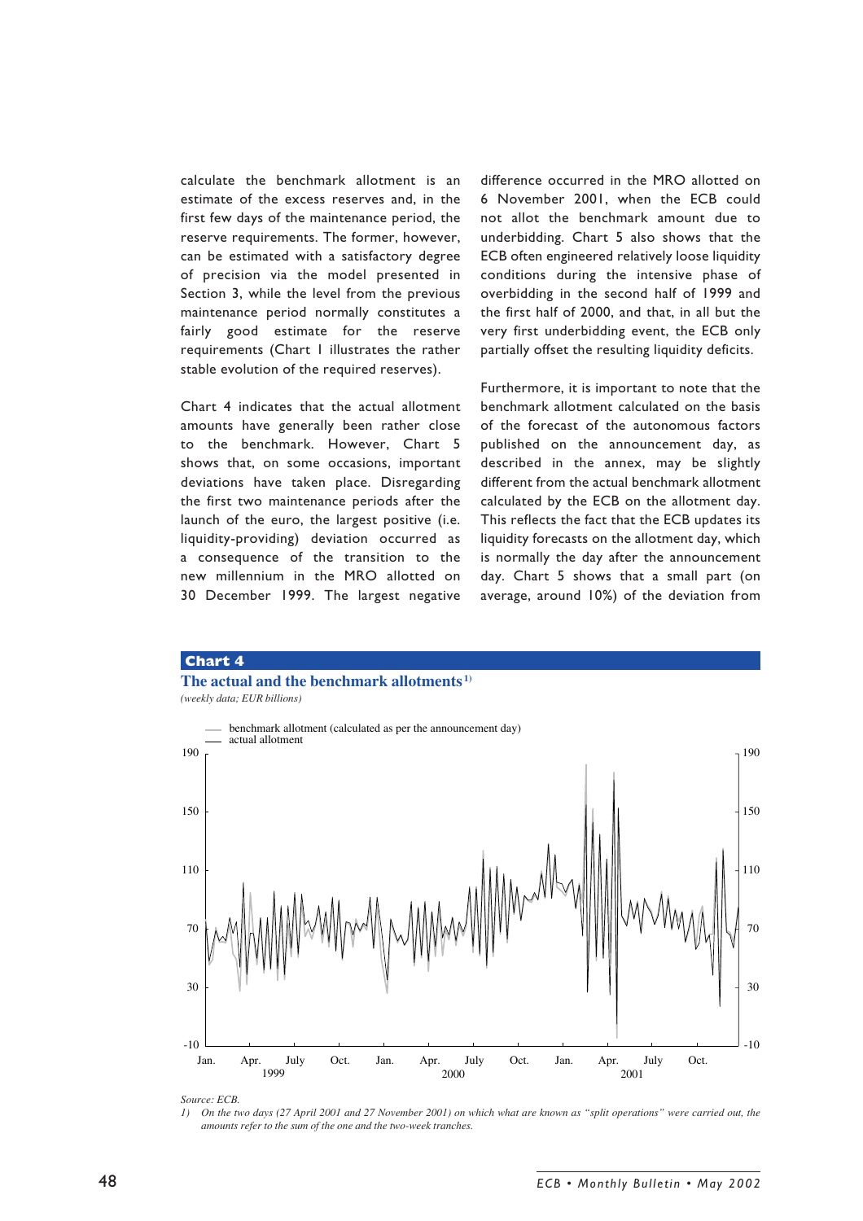calculate the benchmark allotment is an estimate of the excess reserves and, in the first few days of the maintenance period, the reserve requirements. The former, however, can be estimated with a satisfactory degree of precision via the model presented in Section 3, while the level from the previous maintenance period normally constitutes a fairly good estimate for the reserve requirements (Chart 1 illustrates the rather stable evolution of the required reserves).

Chart 4 indicates that the actual allotment amounts have generally been rather close to the benchmark. However, Chart 5 shows that, on some occasions, important deviations have taken place. Disregarding the first two maintenance periods after the launch of the euro, the largest positive (i.e. liquidity-providing) deviation occurred as a consequence of the transition to the new millennium in the MRO allotted on 30 December 1999. The largest negative difference occurred in the MRO allotted on 6 November 2001, when the ECB could not allot the benchmark amount due to underbidding. Chart 5 also shows that the ECB often engineered relatively loose liquidity conditions during the intensive phase of overbidding in the second half of 1999 and the first half of 2000, and that, in all but the very first underbidding event, the ECB only partially offset the resulting liquidity deficits.

Furthermore, it is important to note that the benchmark allotment calculated on the basis of the forecast of the autonomous factors published on the announcement day, as described in the annex, may be slightly different from the actual benchmark allotment calculated by the ECB on the allotment day. This reflects the fact that the ECB updates its liquidity forecasts on the allotment day, which is normally the day after the announcement day. Chart 5 shows that a small part (on average, around 10%) of the deviation from

**Chart 4**

**The actual and the benchmark allotments** [1]

*(weekly data; EUR billions)*

Source: ECB.

1) On the two days (27 April 2001 and 27 November 2001) on which what are known as "split operations" were carried out, the amounts refer to the sum of the one and the two-week tranches.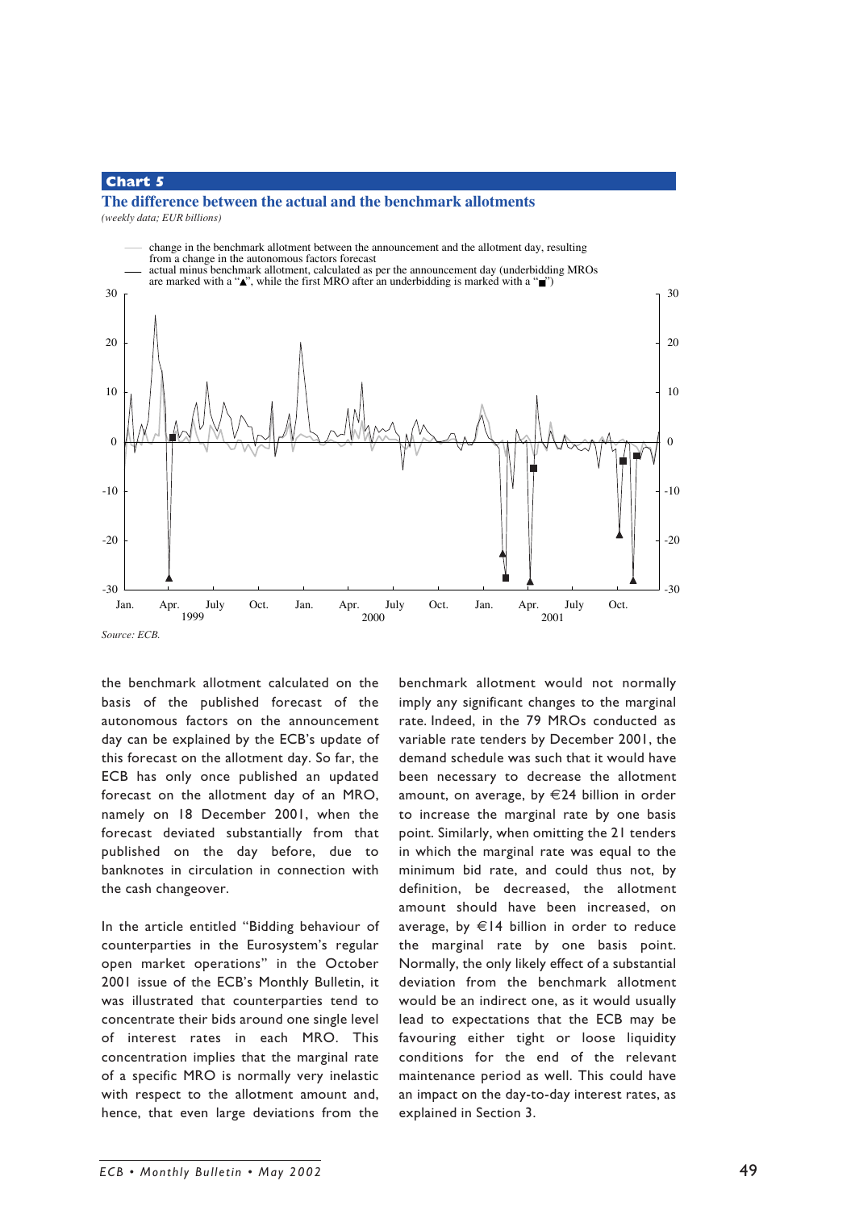**Chart 5**

**The difference between the actual and the benchmark allotments**

*(weekly data; EUR billions)*

— change in the benchmark allotment between the announcement and the allotment day, resulting from a change in the autonomous factors forecast

— actual minus benchmark allotment, calculated as per the announcement day (underbidding MROs are marked with a "▲", while the first MRO after an underbidding is marked with a "■")

*Source: ECB.*

the benchmark allotment calculated on the basis of the published forecast of the autonomous factors on the announcement day can be explained by the ECB's update of this forecast on the allotment day. So far, the ECB has only once published an updated forecast on the allotment day of an MRO, namely on 18 December 2001, when the forecast deviated substantially from that published on the day before, due to banknotes in circulation in connection with the cash changeover.

In the article entitled "Bidding behaviour of counterparties in the Eurosystem's regular open market operations" in the October 2001 issue of the ECB's Monthly Bulletin, it was illustrated that counterparties tend to concentrate their bids around one single level of interest rates in each MRO. This concentration implies that the marginal rate of a specific MRO is normally very inelastic with respect to the allotment amount and, hence, that even large deviations from the benchmark allotment would not normally imply any significant changes to the marginal rate. Indeed, in the 79 MROs conducted as variable rate tenders by December 2001, the demand schedule was such that it would have been necessary to decrease the allotment amount, on average, by €24 billion in order to increase the marginal rate by one basis point. Similarly, when omitting the 21 tenders in which the marginal rate was equal to the minimum bid rate, and could thus not, by definition, be decreased, the allotment amount should have been increased, on average, by €14 billion in order to reduce the marginal rate by one basis point. Normally, the only likely effect of a substantial deviation from the benchmark allotment would be an indirect one, as it would usually lead to expectations that the ECB may be favouring either tight or loose liquidity conditions for the end of the relevant maintenance period as well. This could have an impact on the day-to-day interest rates, as explained in Section 3.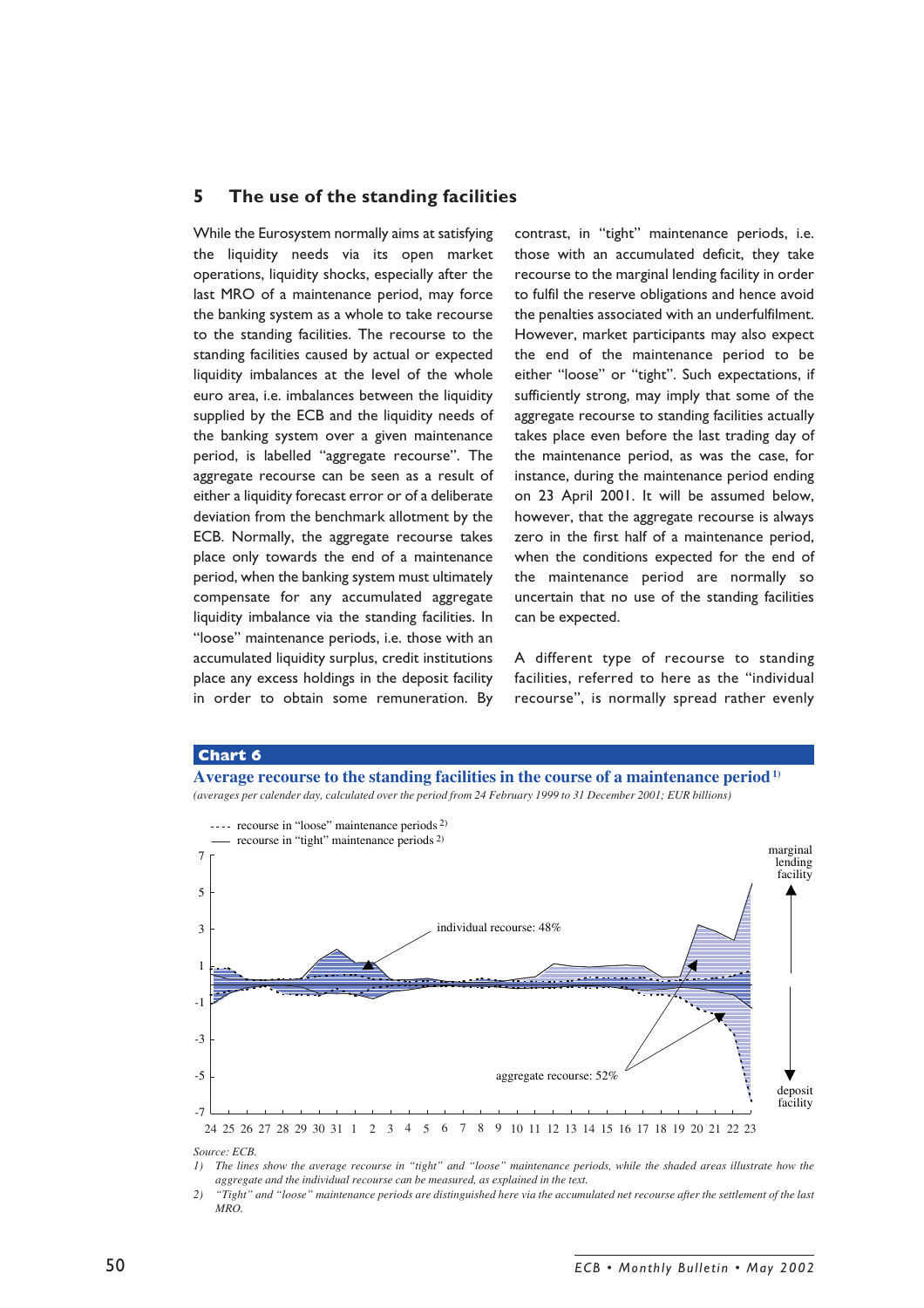## 5 The use of the standing facilities

While the Eurosystem normally aims at satisfying the liquidity needs via its open market operations, liquidity shocks, especially after the last MRO of a maintenance period, may force the banking system as a whole to take recourse to the standing facilities. The recourse to the standing facilities caused by actual or expected liquidity imbalances at the level of the whole euro area, i.e. imbalances between the liquidity supplied by the ECB and the liquidity needs of the banking system over a given maintenance period, is labelled "aggregate recourse". The aggregate recourse can be seen as a result of either a liquidity forecast error or of a deliberate deviation from the benchmark allotment by the ECB. Normally, the aggregate recourse takes place only towards the end of a maintenance period, when the banking system must ultimately compensate for any accumulated aggregate liquidity imbalance via the standing facilities. In "loose" maintenance periods, i.e. those with an accumulated liquidity surplus, credit institutions place any excess holdings in the deposit facility in order to obtain some remuneration. By contrast, in "tight" maintenance periods, i.e. those with an accumulated deficit, they take recourse to the marginal lending facility in order to fulfil the reserve obligations and hence avoid the penalties associated with an underfulfilment. However, market participants may also expect the end of the maintenance period to be either "loose" or "tight". Such expectations, if sufficiently strong, may imply that some of the aggregate recourse to standing facilities actually takes place even before the last trading day of the maintenance period, as was the case, for instance, during the maintenance period ending on 23 April 2001. It will be assumed below, however, that the aggregate recourse is always zero in the first half of a maintenance period, when the conditions expected for the end of the maintenance period are normally so uncertain that no use of the standing facilities can be expected.

A different type of recourse to standing facilities, referred to here as the "individual recourse", is normally spread rather evenly

**Chart 6**

**Average recourse to the standing facilities in the course of a maintenance period** [1)]

*(averages per calender day, calculated over the period from 24 February 1999 to 31 December 2001; EUR billions)*

*Source: ECB.*

1) The lines show the average recourse in "tight" and "loose" maintenance periods, while the shaded areas illustrate how the aggregate and the individual recourse can be measured, as explained in the text.

2) "Tight" and "loose" maintenance periods are distinguished here via the accumulated net recourse after the settlement of the last MRO.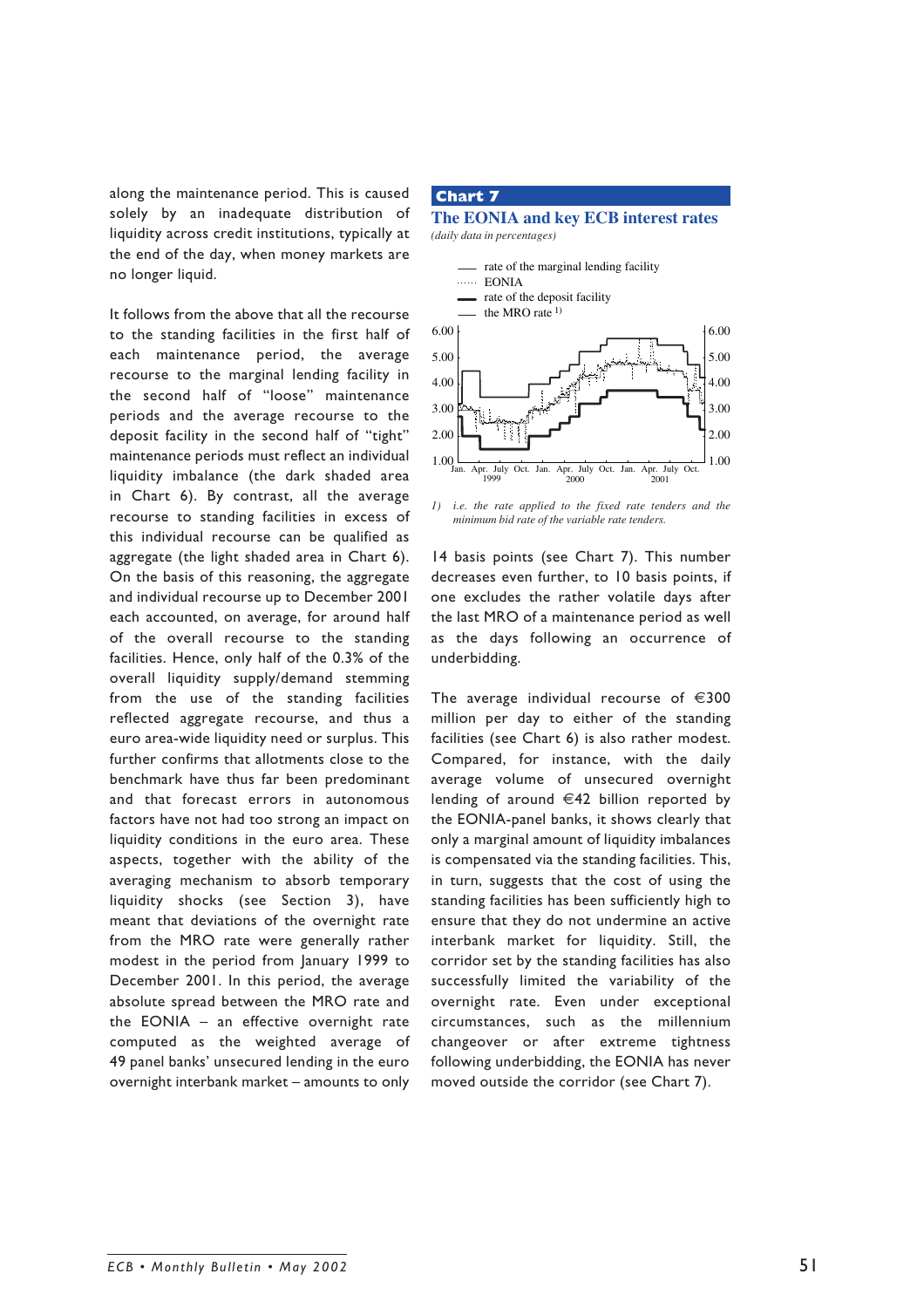along the maintenance period. This is caused solely by an inadequate distribution of liquidity across credit institutions, typically at the end of the day, when money markets are no longer liquid.

It follows from the above that all the recourse to the standing facilities in the first half of each maintenance period, the average recourse to the marginal lending facility in the second half of "loose" maintenance periods and the average recourse to the deposit facility in the second half of "tight" maintenance periods must reflect an individual liquidity imbalance (the dark shaded area in Chart 6). By contrast, all the average recourse to standing facilities in excess of this individual recourse can be qualified as aggregate (the light shaded area in Chart 6). On the basis of this reasoning, the aggregate and individual recourse up to December 2001 each accounted, on average, for around half of the overall recourse to the standing facilities. Hence, only half of the 0.3% of the overall liquidity supply/demand stemming from the use of the standing facilities reflected aggregate recourse, and thus a euro area-wide liquidity need or surplus. This further confirms that allotments close to the benchmark have thus far been predominant and that forecast errors in autonomous factors have not had too strong an impact on liquidity conditions in the euro area. These aspects, together with the ability of the averaging mechanism to absorb temporary liquidity shocks (see Section 3), have meant that deviations of the overnight rate from the MRO rate were generally rather modest in the period from January 1999 to December 2001. In this period, the average absolute spread between the MRO rate and the EONIA – an effective overnight rate computed as the weighted average of 49 panel banks' unsecured lending in the euro overnight interbank market – amounts to only 14 basis points (see Chart 7). This number decreases even further, to 10 basis points, if one excludes the rather volatile days after the last MRO of a maintenance period as well as the days following an occurrence of underbidding.

**Chart 7**

**The EONIA and key ECB interest rates**

*(daily data in percentages)*

1) i.e. the rate applied to the fixed rate tenders and the minimum bid rate of the variable rate tenders.

The average individual recourse of €300 million per day to either of the standing facilities (see Chart 6) is also rather modest. Compared, for instance, with the daily average volume of unsecured overnight lending of around €42 billion reported by the EONIA-panel banks, it shows clearly that only a marginal amount of liquidity imbalances is compensated via the standing facilities. This, in turn, suggests that the cost of using the standing facilities has been sufficiently high to ensure that they do not undermine an active interbank market for liquidity. Still, the corridor set by the standing facilities has also successfully limited the variability of the overnight rate. Even under exceptional circumstances, such as the millennium changeover or after extreme tightness following underbidding, the EONIA has never moved outside the corridor (see Chart 7).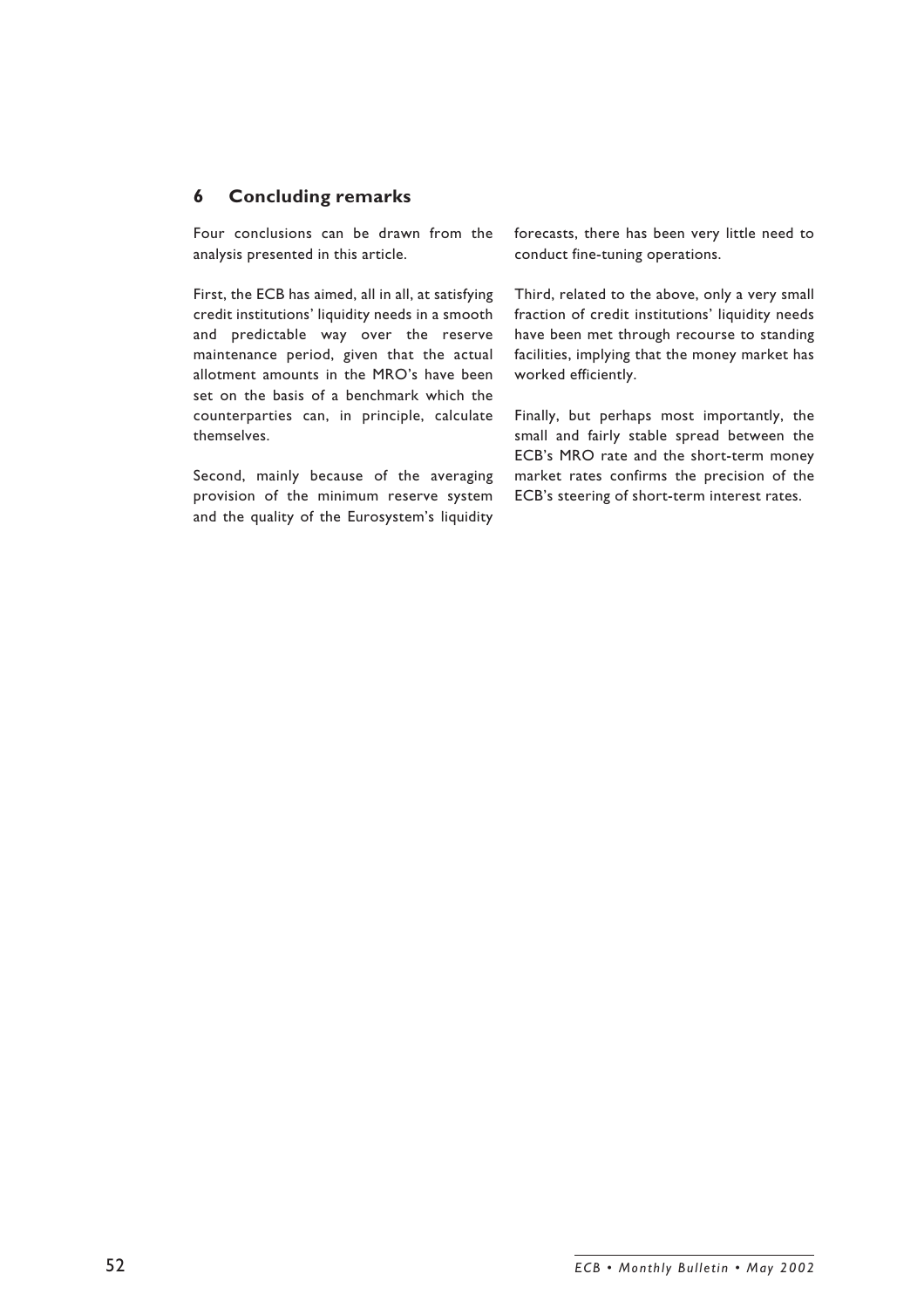## 6 Concluding remarks

Four conclusions can be drawn from the analysis presented in this article.

First, the ECB has aimed, all in all, at satisfying credit institutions' liquidity needs in a smooth and predictable way over the reserve maintenance period, given that the actual allotment amounts in the MRO's have been set on the basis of a benchmark which the counterparties can, in principle, calculate themselves.

Second, mainly because of the averaging provision of the minimum reserve system and the quality of the Eurosystem's liquidity forecasts, there has been very little need to conduct fine-tuning operations.

Third, related to the above, only a very small fraction of credit institutions' liquidity needs have been met through recourse to standing facilities, implying that the money market has worked efficiently.

Finally, but perhaps most importantly, the small and fairly stable spread between the ECB's MRO rate and the short-term money market rates confirms the precision of the ECB's steering of short-term interest rates.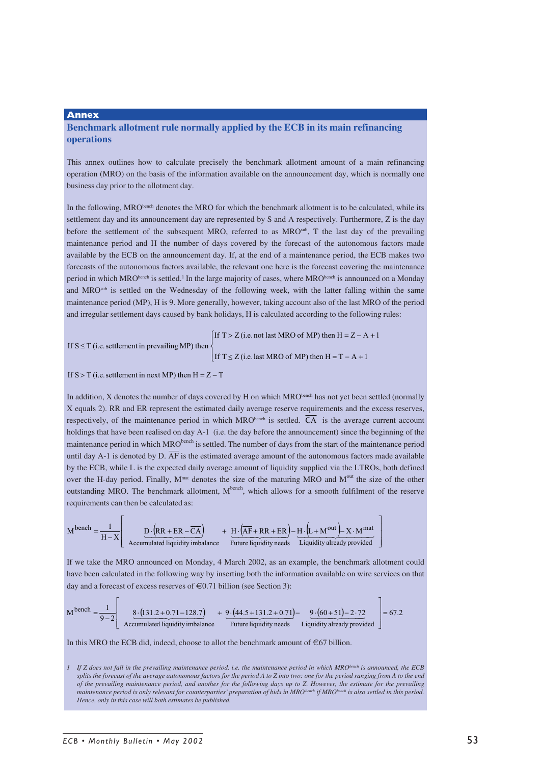## Annex

### Benchmark allotment rule normally applied by the ECB in its main refinancing operations

This annex outlines how to calculate precisely the benchmark allotment amount of a main refinancing operation (MRO) on the basis of the information available on the announcement day, which is normally one business day prior to the allotment day.

In the following, $MRO^{bench}$ denotes the MRO for which the benchmark allotment is to be calculated, while its settlement day and its announcement day are represented by S and A respectively. Furthermore, Z is the day before the settlement of the subsequent MRO, referred to as $MRO^{sub}$, T the last day of the prevailing maintenance period and H the number of days covered by the forecast of the autonomous factors made available by the ECB on the announcement day. If, at the end of a maintenance period, the ECB makes two forecasts of the autonomous factors available, the relevant one here is the forecast covering the maintenance period in which $MRO^{bench}$ is settled.[1] In the large majority of cases, where $MRO^{bench}$ is announced on a Monday and $MRO^{sub}$ is settled on the Wednesday of the following week, with the latter falling within the same maintenance period (MP), H is 9. More generally, however, taking account also of the last MRO of the period and irregular settlement days caused by bank holidays, H is calculated according to the following rules:

$$\text{If } S \leq T \text{ (i.e. settlement in prevailing MP) then } \begin{cases} \text{If } T > Z \text{ (i.e. not last MRO of MP) then } H = Z - A + 1 \\ \text{If } T \leq Z \text{ (i.e. last MRO of MP) then } H = T - A + 1 \end{cases}$$

$$\text{If } S > T \text{ (i.e. settlement in next MP) then } H = Z - T$$

In addition, X denotes the number of days covered by H on which $MRO^{bench}$ has not yet been settled (normally X equals 2). RR and ER represent the estimated daily average reserve requirements and the excess reserves, respectively, of the maintenance period in which $MRO^{bench}$ is settled. $\overline{CA}$ is the average current account holdings that have been realised on day A-1 (i.e. the day before the announcement) since the beginning of the maintenance period in which $MRO^{bench}$ is settled. The number of days from the start of the maintenance period until day A-1 is denoted by D. $\overline{AF}$ is the estimated average amount of the autonomous factors made available by the ECB, while L is the expected daily average amount of liquidity supplied via the LTROs, both defined over the H-day period. Finally, $M^{mat}$ denotes the size of the maturing MRO and $M^{out}$ the size of the other outstanding MRO. The benchmark allotment, $M^{bench}$, which allows for a smooth fulfilment of the reserve requirements can then be calculated as:

$$M^{bench} = \frac{1}{H-X}\left[\underbrace{D \cdot \left(RR + ER - \overline{CA}\right)}_{\text{Accumulated liquidity imbalance}} + \underbrace{H \cdot \left(\overline{AF} + RR + ER\right)}_{\text{Future liquidity needs}} - \underbrace{H \cdot \left(L + M^{out}\right) - X \cdot M^{mat}}_{\text{Liquidity already provided}}\right]$$

If we take the MRO announced on Monday, 4 March 2002, as an example, the benchmark allotment could have been calculated in the following way by inserting both the information available on wire services on that day and a forecast of excess reserves of €0.71 billion (see Section 3):

$$M^{bench} = \frac{1}{9-2}\left[\underbrace{8 \cdot (131.2 + 0.71 - 128.7)}_{\text{Accumulated liquidity imbalance}} + \underbrace{9 \cdot (44.5 + 131.2 + 0.71)}_{\text{Future liquidity needs}} - \underbrace{9 \cdot (60 + 51) - 2 \cdot 72}_{\text{Liquidity already provided}}\right] = 67.2$$

In this MRO the ECB did, indeed, choose to allot the benchmark amount of €67 billion.

*1 If Z does not fall in the prevailing maintenance period, i.e. the maintenance period in which $MRO^{bench}$ is announced, the ECB splits the forecast of the average autonomous factors for the period A to Z into two: one for the period ranging from A to the end of the prevailing maintenance period, and another for the following days up to Z. However, the estimate for the prevailing maintenance period is only relevant for counterparties' preparation of bids in $MRO^{bench}$ if $MRO^{bench}$ is also settled in this period. Hence, only in this case will both estimates be published.*